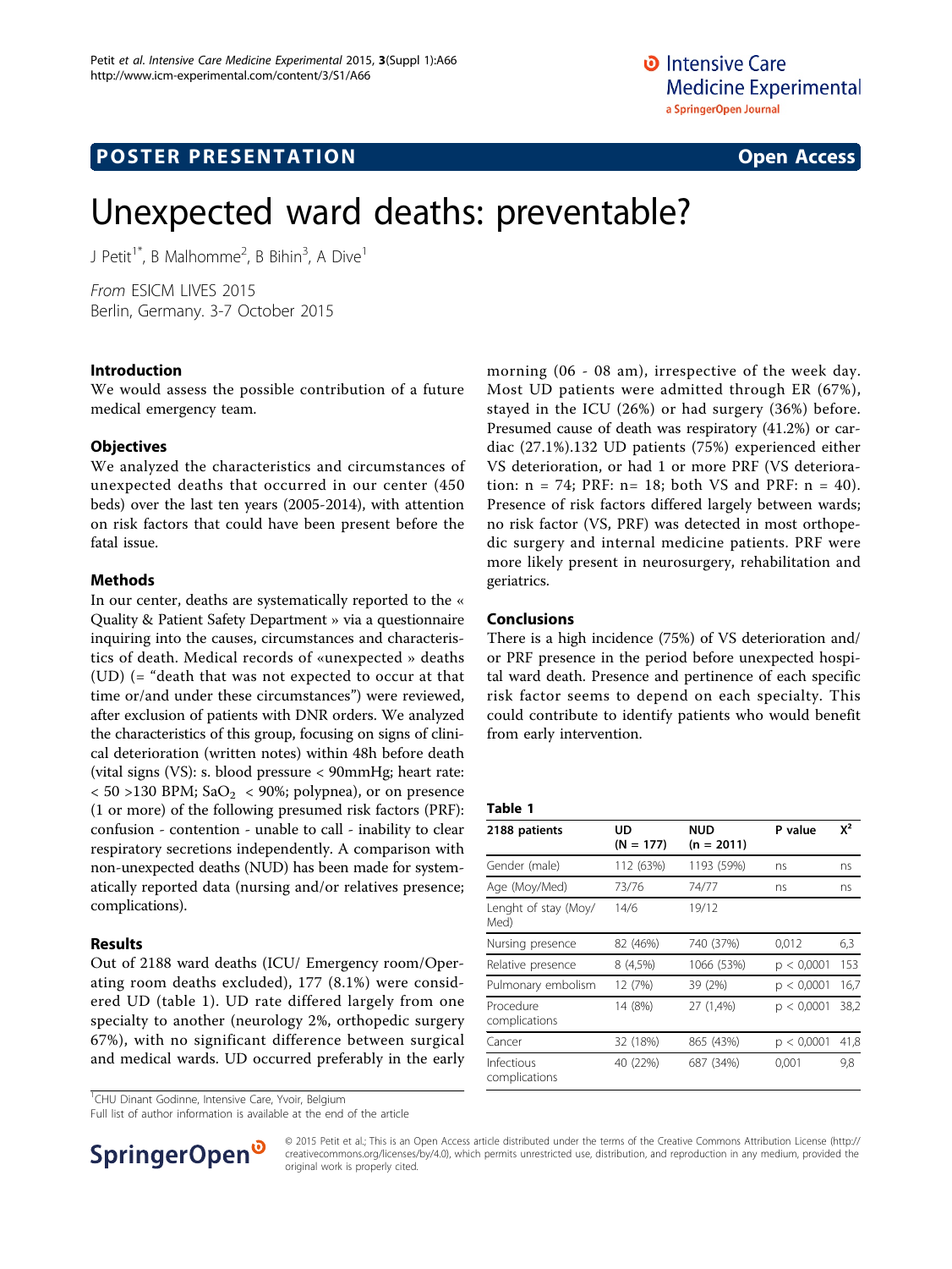**POSTER PRESENTATION** **Open Access**

# Unexpected ward deaths: preventable?

J Petit[1*], B Malhomme[2], B Bihin[3], A Dive[1]

*From* ESICM LIVES 2015
Berlin, Germany. 3-7 October 2015

## Introduction

We would assess the possible contribution of a future medical emergency team.

## Objectives

We analyzed the characteristics and circumstances of unexpected deaths that occurred in our center (450 beds) over the last ten years (2005-2014), with attention on risk factors that could have been present before the fatal issue.

## Methods

In our center, deaths are systematically reported to the « Quality & Patient Safety Department » via a questionnaire inquiring into the causes, circumstances and characteristics of death. Medical records of «unexpected » deaths (UD) (= "death that was not expected to occur at that time or/and under these circumstances") were reviewed, after exclusion of patients with DNR orders. We analyzed the characteristics of this group, focusing on signs of clinical deterioration (written notes) within 48h before death (vital signs (VS): s. blood pressure < 90mmHg; heart rate: < 50 >130 BPM; $SaO_2$ < 90%; polypnea), or on presence (1 or more) of the following presumed risk factors (PRF): confusion - contention - unable to call - inability to clear respiratory secretions independently. A comparison with non-unexpected deaths (NUD) has been made for systematically reported data (nursing and/or relatives presence; complications).

## Results

Out of 2188 ward deaths (ICU/ Emergency room/Operating room deaths excluded), 177 (8.1%) were considered UD (table 1). UD rate differed largely from one specialty to another (neurology 2%, orthopedic surgery 67%), with no significant difference between surgical and medical wards. UD occurred preferably in the early morning (06 - 08 am), irrespective of the week day. Most UD patients were admitted through ER (67%), stayed in the ICU (26%) or had surgery (36%) before. Presumed cause of death was respiratory (41.2%) or cardiac (27.1%).132 UD patients (75%) experienced either VS deterioration, or had 1 or more PRF (VS deterioration: n = 74; PRF: n= 18; both VS and PRF: n = 40). Presence of risk factors differed largely between wards; no risk factor (VS, PRF) was detected in most orthopedic surgery and internal medicine patients. PRF were more likely present in neurosurgery, rehabilitation and geriatrics.

## Conclusions

There is a high incidence (75%) of VS deterioration and/or PRF presence in the period before unexpected hospital ward death. Presence and pertinence of each specific risk factor seems to depend on each specialty. This could contribute to identify patients who would benefit from early intervention.

**Table 1**

| 2188 patients | UD (N = 177) | NUD (n = 2011) | P value | $X^2$ |
|---|---|---|---|---|
| Gender (male) | 112 (63%) | 1193 (59%) | ns | ns |
| Age (Moy/Med) | 73/76 | 74/77 | ns | ns |
| Lenght of stay (Moy/Med) | 14/6 | 19/12 | | |
| Nursing presence | 82 (46%) | 740 (37%) | 0,012 | 6,3 |
| Relative presence | 8 (4,5%) | 1066 (53%) | p < 0,0001 | 153 |
| Pulmonary embolism | 12 (7%) | 39 (2%) | p < 0,0001 | 16,7 |
| Procedure complications | 14 (8%) | 27 (1,4%) | p < 0,0001 | 38,2 |
| Cancer | 32 (18%) | 865 (43%) | p < 0,0001 | 41,8 |
| Infectious complications | 40 (22%) | 687 (34%) | 0,001 | 9,8 |

[1]CHU Dinant Godinne, Intensive Care, Yvoir, Belgium
Full list of author information is available at the end of the article

© 2015 Petit et al.; This is an Open Access article distributed under the terms of the Creative Commons Attribution License (http://creativecommons.org/licenses/by/4.0), which permits unrestricted use, distribution, and reproduction in any medium, provided the original work is properly cited.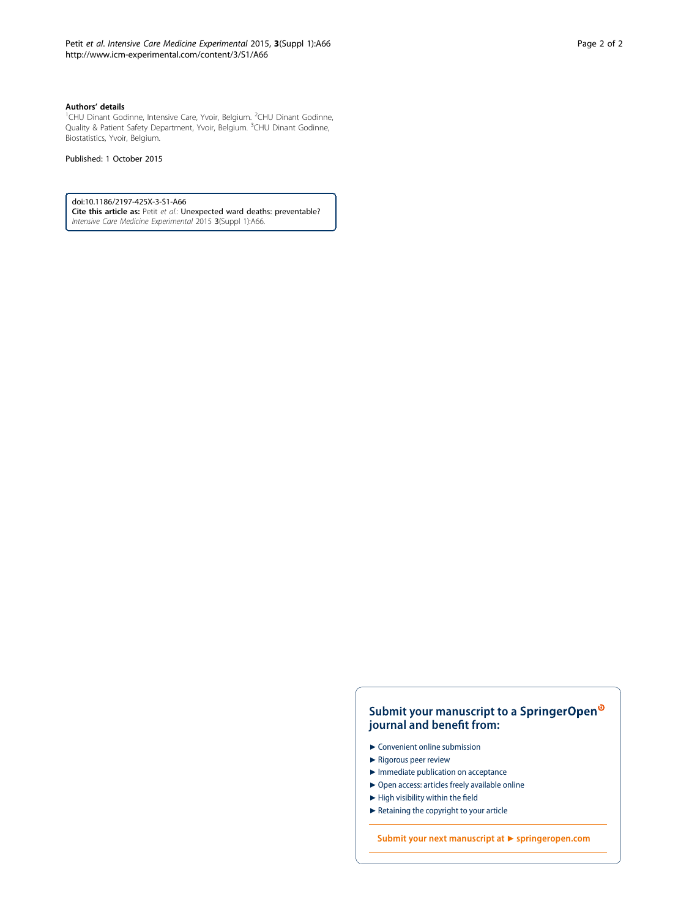### Authors' details

[1]CHU Dinant Godinne, Intensive Care, Yvoir, Belgium. [2]CHU Dinant Godinne, Quality & Patient Safety Department, Yvoir, Belgium. [3]CHU Dinant Godinne, Biostatistics, Yvoir, Belgium.

Published: 1 October 2015

doi:10.1186/2197-425X-3-S1-A66

**Cite this article as:** Petit *et al.*: Unexpected ward deaths: preventable? *Intensive Care Medicine Experimental* 2015 **3**(Suppl 1):A66.

**Submit your manuscript to a SpringerOpen journal and benefit from:**

- ► Convenient online submission
- ► Rigorous peer review
- ► Immediate publication on acceptance
- ► Open access: articles freely available online
- ► High visibility within the field
- ► Retaining the copyright to your article

**Submit your next manuscript at ► springeropen.com**